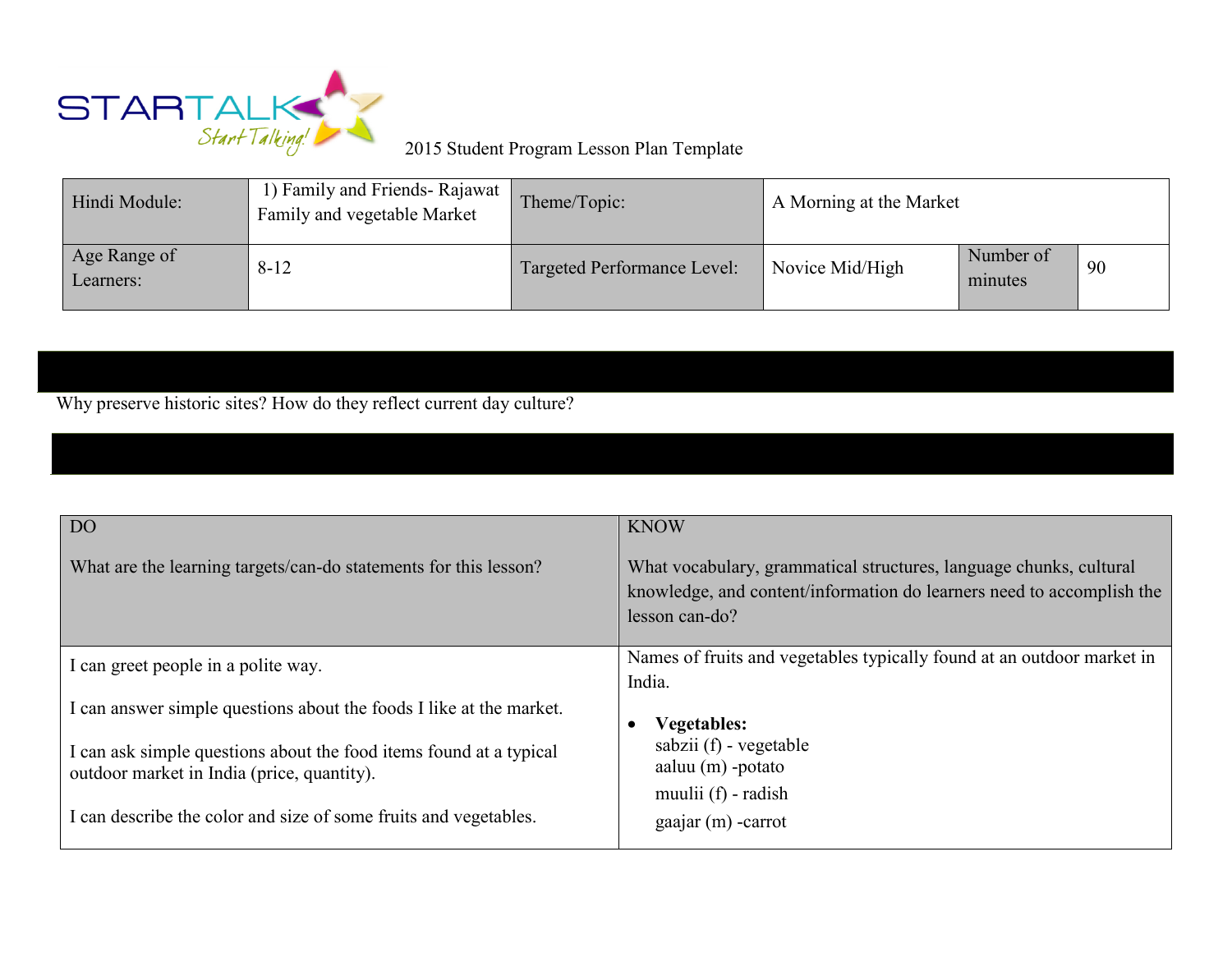2015 Student Program Lesson Plan Template

| Hindi Module: | 1) Family and Friends- Rajawat Family and vegetable Market | Theme/Topic: | A Morning at the Market | | |
|---|---|---|---|---|---|
| Age Range of Learners: | 8-12 | Targeted Performance Level: | Novice Mid/High | Number of minutes | 90 |

Why preserve historic sites? How do they reflect current day culture?

| DO<br><br>What are the learning targets/can-do statements for this lesson? | KNOW<br><br>What vocabulary, grammatical structures, language chunks, cultural knowledge, and content/information do learners need to accomplish the lesson can-do? |
|---|---|
| I can greet people in a polite way.<br><br>I can answer simple questions about the foods I like at the market.<br><br>I can ask simple questions about the food items found at a typical outdoor market in India (price, quantity).<br><br>I can describe the color and size of some fruits and vegetables. | Names of fruits and vegetables typically found at an outdoor market in India.<br><br>• **Vegetables:**<br>sabzii (f) - vegetable<br>aaluu (m) -potato<br>muulii (f) - radish<br>gaajar (m) -carrot |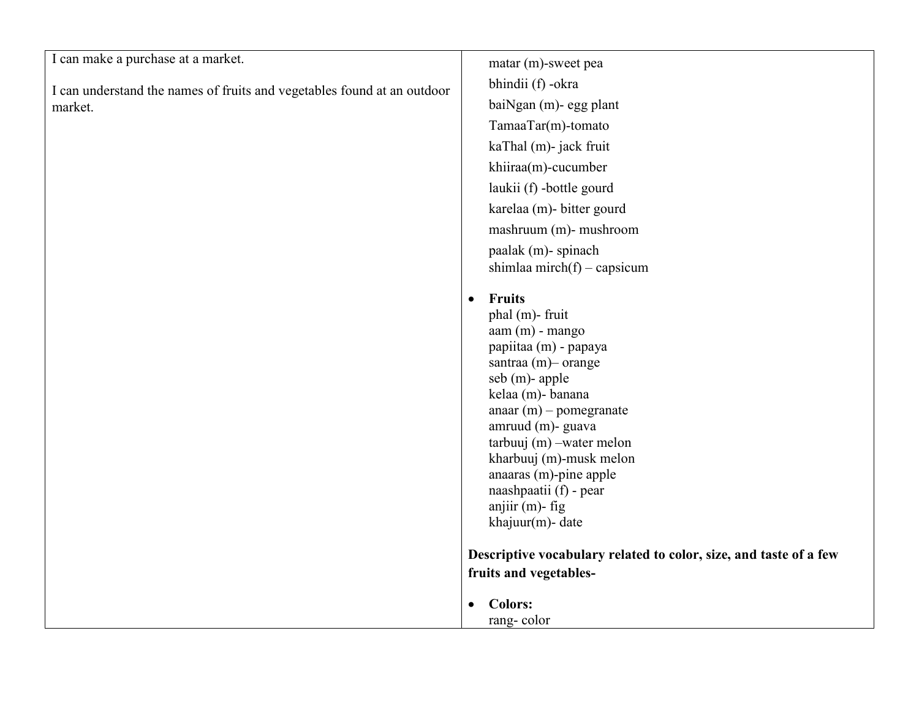| | |
|---|---|
| I can make a purchase at a market.<br><br>I can understand the names of fruits and vegetables found at an outdoor market. | matar (m)-sweet pea<br>bhindii (f) -okra<br>baiNgan (m)- egg plant<br>TamaaTar(m)-tomato<br>kaThal (m)- jack fruit<br>khiiraa(m)-cucumber<br>laukii (f) -bottle gourd<br>karelaa (m)- bitter gourd<br>mashruum (m)- mushroom<br>paalak (m)- spinach<br>shimlaa mirch(f) – capsicum<br><br>• **Fruits**<br>phal (m)- fruit<br>aam (m) - mango<br>papiitaa (m) - papaya<br>santraa (m)– orange<br>seb (m)- apple<br>kelaa (m)- banana<br>anaar (m) – pomegranate<br>amruud (m)- guava<br>tarbuuj (m) –water melon<br>kharbuuj (m)-musk melon<br>anaaras (m)-pine apple<br>naashpaatii (f) - pear<br>anjiir (m)- fig<br>khajuur(m)- date<br><br>**Descriptive vocabulary related to color, size, and taste of a few fruits and vegetables-**<br><br>• **Colors:**<br>rang- color |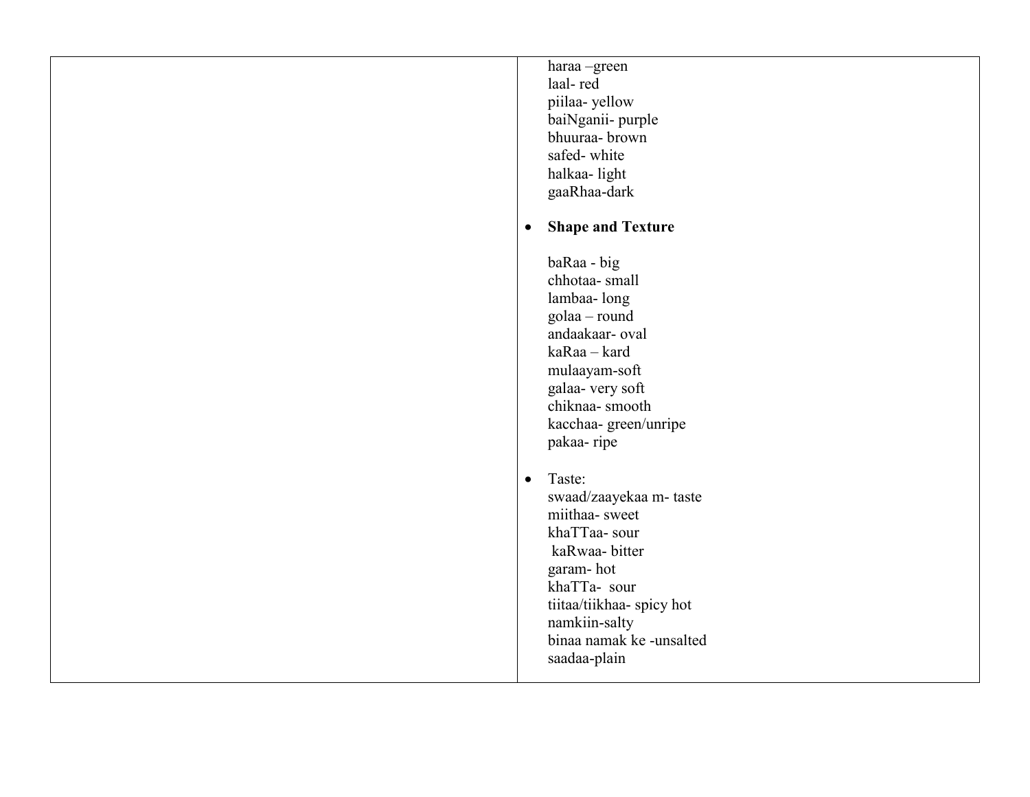| | haraa –green<br>laal- red<br>piilaa- yellow<br>baiNganii- purple<br>bhuuraa- brown<br>safed- white<br>halkaa- light<br>gaaRhaa-dark<br><br>• **Shape and Texture**<br><br>baRaa - big<br>chhotaa- small<br>lambaa- long<br>golaa – round<br>andaakaar- oval<br>kaRaa – kard<br>mulaayam-soft<br>galaa- very soft<br>chiknaa- smooth<br>kacchaa- green/unripe<br>pakaa- ripe<br><br>• Taste:<br>swaad/zaayekaa m- taste<br>miithaa- sweet<br>khaTTaa- sour<br>kaRwaa- bitter<br>garam- hot<br>khaTTa- sour<br>tiitaa/tiikhaa- spicy hot<br>namkiin-salty<br>binaa namak ke -unsalted<br>saadaa-plain |
|---|---|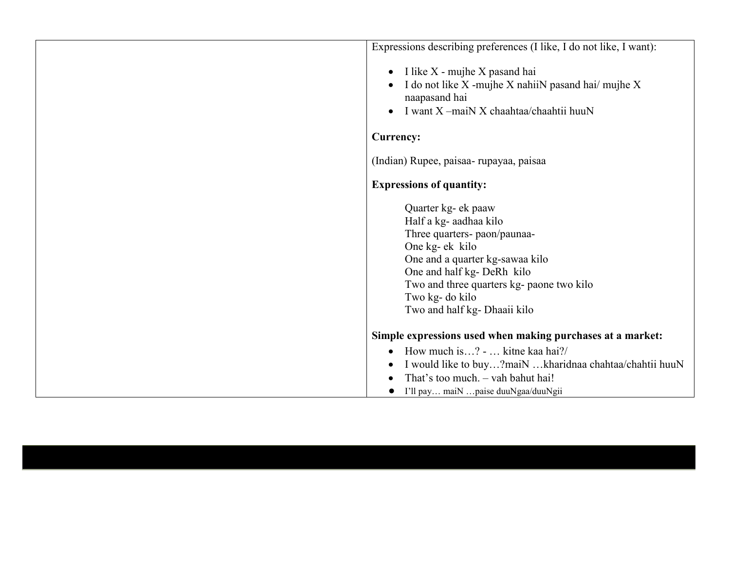| | Expressions describing preferences (I like, I do not like, I want):<br><br>• I like X - mujhe X pasand hai<br>• I do not like X -mujhe X nahiiN pasand hai/ mujhe X naapasand hai<br>• I want X –maiN X chaahtaa/chaahtii huuN<br><br>**Currency:**<br><br>(Indian) Rupee, paisaa- rupayaa, paisaa<br><br>**Expressions of quantity:**<br><br>Quarter kg- ek paaw<br>Half a kg- aadhaa kilo<br>Three quarters- paon/paunaa-<br>One kg- ek kilo<br>One and a quarter kg-sawaa kilo<br>One and half kg- DeRh kilo<br>Two and three quarters kg- paone two kilo<br>Two kg- do kilo<br>Two and half kg- Dhaaii kilo<br><br>**Simple expressions used when making purchases at a market:**<br><br>• How much is…? - … kitne kaa hai?/<br>• I would like to buy…?maiN …kharidnaa chahtaa/chahtii huuN<br>• That's too much. – vah bahut hai!<br>• I'll pay… maiN …paise duuNgaa/duuNgii |
|---|---|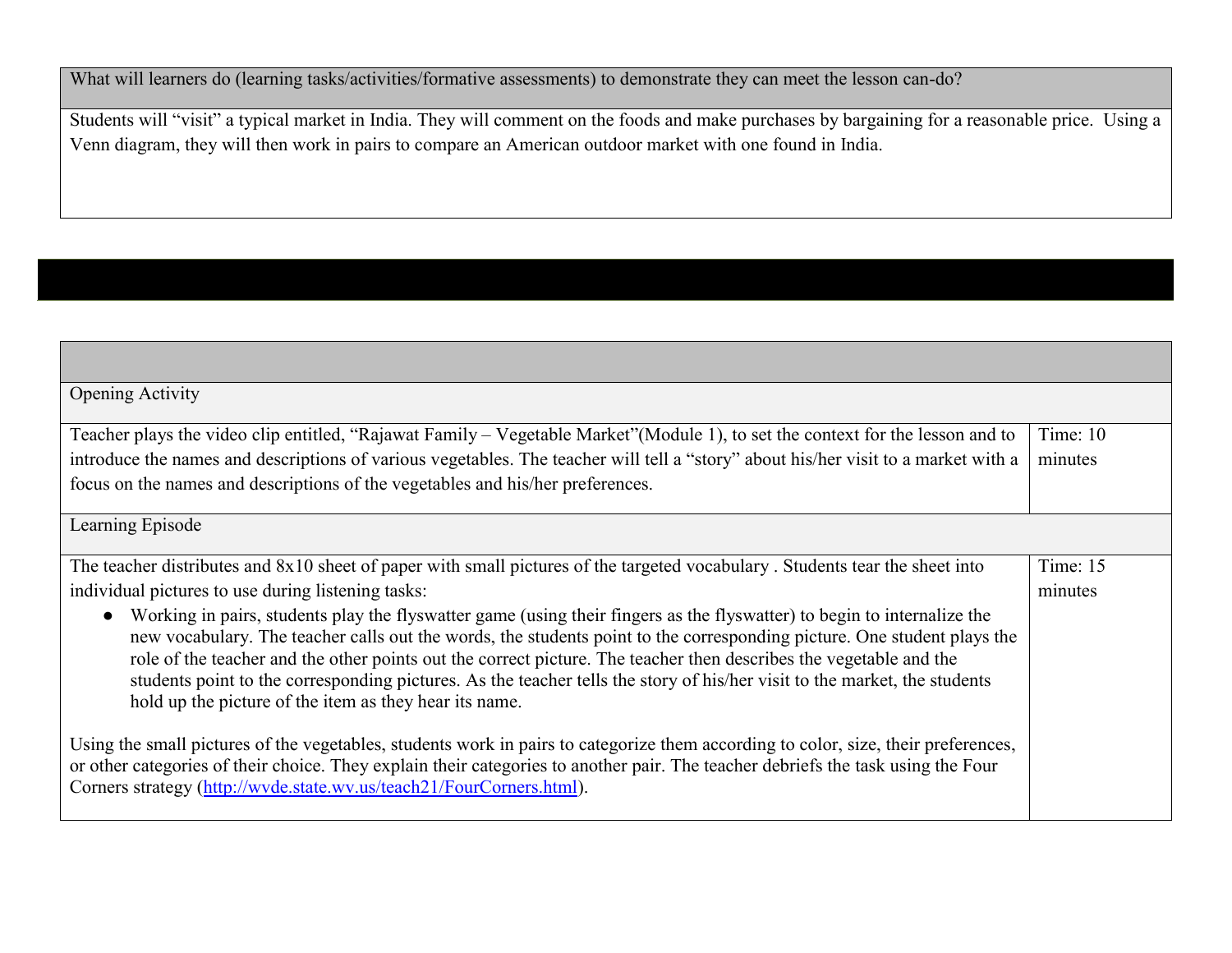| What will learners do (learning tasks/activities/formative assessments) to demonstrate they can meet the lesson can-do? |
|---|
| Students will “visit” a typical market in India. They will comment on the foods and make purchases by bargaining for a reasonable price. Using a Venn diagram, they will then work in pairs to compare an American outdoor market with one found in India. |

| | |
|---|---|
| Opening Activity | |
| Teacher plays the video clip entitled, “Rajawat Family – Vegetable Market”(Module 1), to set the context for the lesson and to introduce the names and descriptions of various vegetables. The teacher will tell a “story” about his/her visit to a market with a focus on the names and descriptions of the vegetables and his/her preferences. | Time: 10 minutes |
| Learning Episode | |
| The teacher distributes and 8x10 sheet of paper with small pictures of the targeted vocabulary . Students tear the sheet into individual pictures to use during listening tasks:<br>● Working in pairs, students play the flyswatter game (using their fingers as the flyswatter) to begin to internalize the new vocabulary. The teacher calls out the words, the students point to the corresponding picture. One student plays the role of the teacher and the other points out the correct picture. The teacher then describes the vegetable and the students point to the corresponding pictures. As the teacher tells the story of his/her visit to the market, the students hold up the picture of the item as they hear its name.<br><br>Using the small pictures of the vegetables, students work in pairs to categorize them according to color, size, their preferences, or other categories of their choice. They explain their categories to another pair. The teacher debriefs the task using the Four Corners strategy (http://wvde.state.wv.us/teach21/FourCorners.html). | Time: 15 minutes |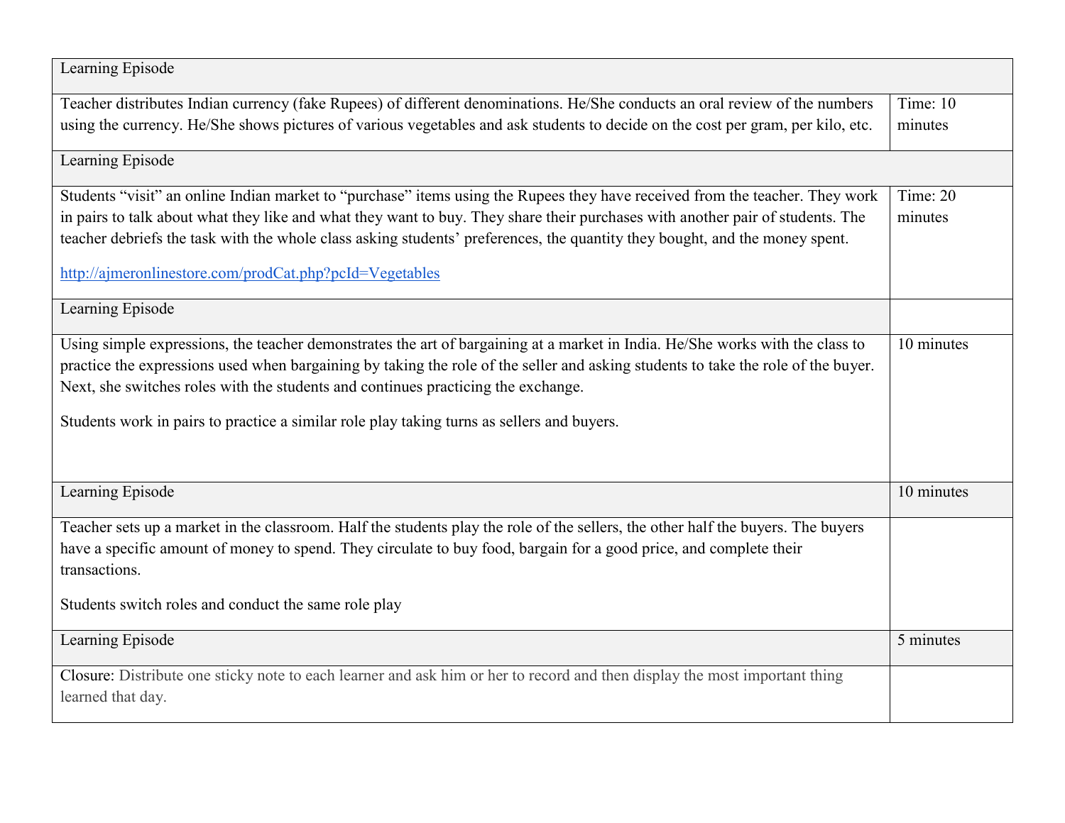| Learning Episode | |
|---|---|
| Teacher distributes Indian currency (fake Rupees) of different denominations. He/She conducts an oral review of the numbers using the currency. He/She shows pictures of various vegetables and ask students to decide on the cost per gram, per kilo, etc. | Time: 10 minutes |
| Learning Episode | |
| Students “visit” an online Indian market to “purchase” items using the Rupees they have received from the teacher. They work in pairs to talk about what they like and what they want to buy. They share their purchases with another pair of students. The teacher debriefs the task with the whole class asking students’ preferences, the quantity they bought, and the money spent.<br><br>[http://ajmeronlinestore.com/prodCat.php?pcId=Vegetables](http://ajmeronlinestore.com/prodCat.php?pcId=Vegetables) | Time: 20 minutes |
| Learning Episode | |
| Using simple expressions, the teacher demonstrates the art of bargaining at a market in India. He/She works with the class to practice the expressions used when bargaining by taking the role of the seller and asking students to take the role of the buyer. Next, she switches roles with the students and continues practicing the exchange.<br><br>Students work in pairs to practice a similar role play taking turns as sellers and buyers. | 10 minutes |
| Learning Episode | 10 minutes |
| Teacher sets up a market in the classroom. Half the students play the role of the sellers, the other half the buyers. The buyers have a specific amount of money to spend. They circulate to buy food, bargain for a good price, and complete their transactions.<br><br>Students switch roles and conduct the same role play | |
| Learning Episode | 5 minutes |
| Closure: Distribute one sticky note to each learner and ask him or her to record and then display the most important thing learned that day. | |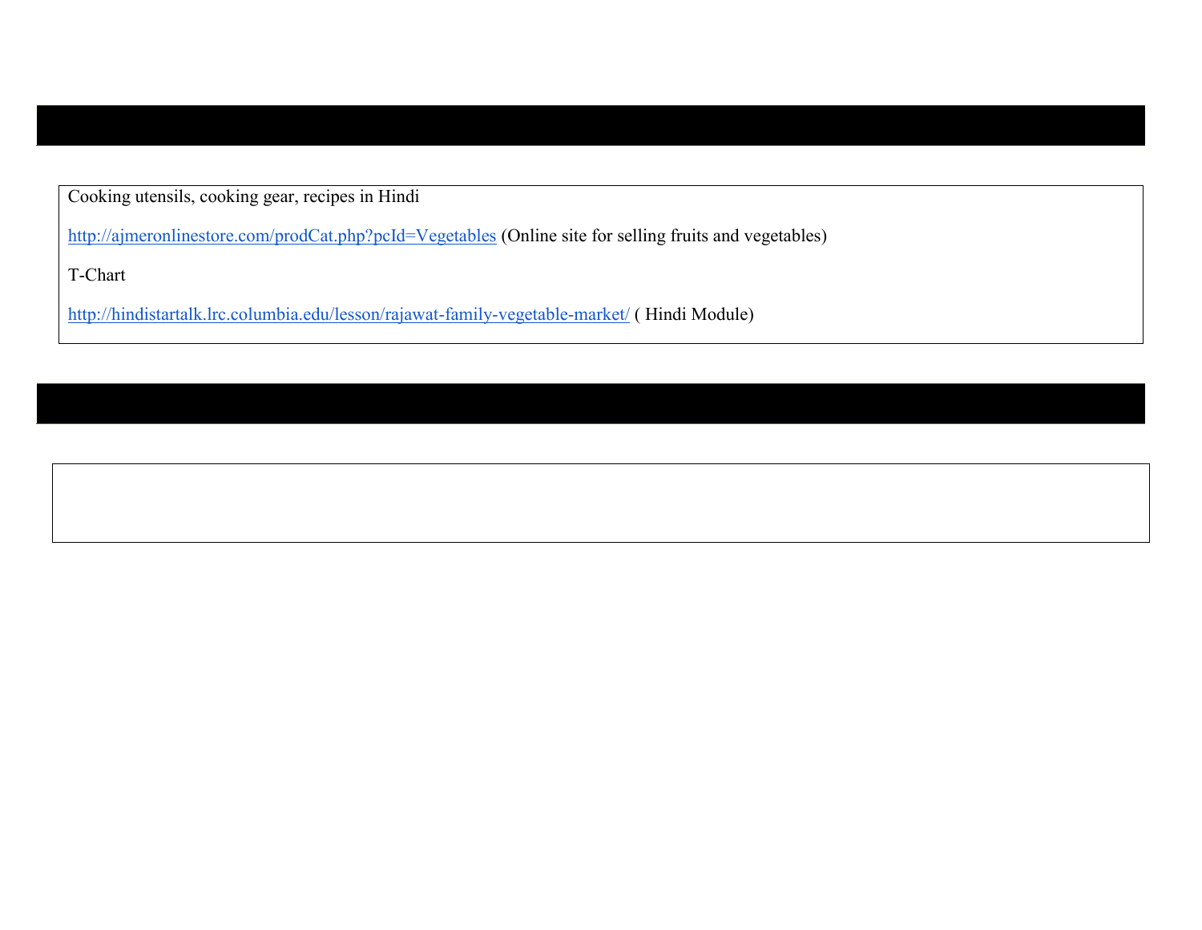Cooking utensils, cooking gear, recipes in Hindi

http://ajmeronlinestore.com/prodCat.php?pcId=Vegetables (Online site for selling fruits and vegetables)

T-Chart

http://hindistartalk.lrc.columbia.edu/lesson/rajawat-family-vegetable-market/ ( Hindi Module)